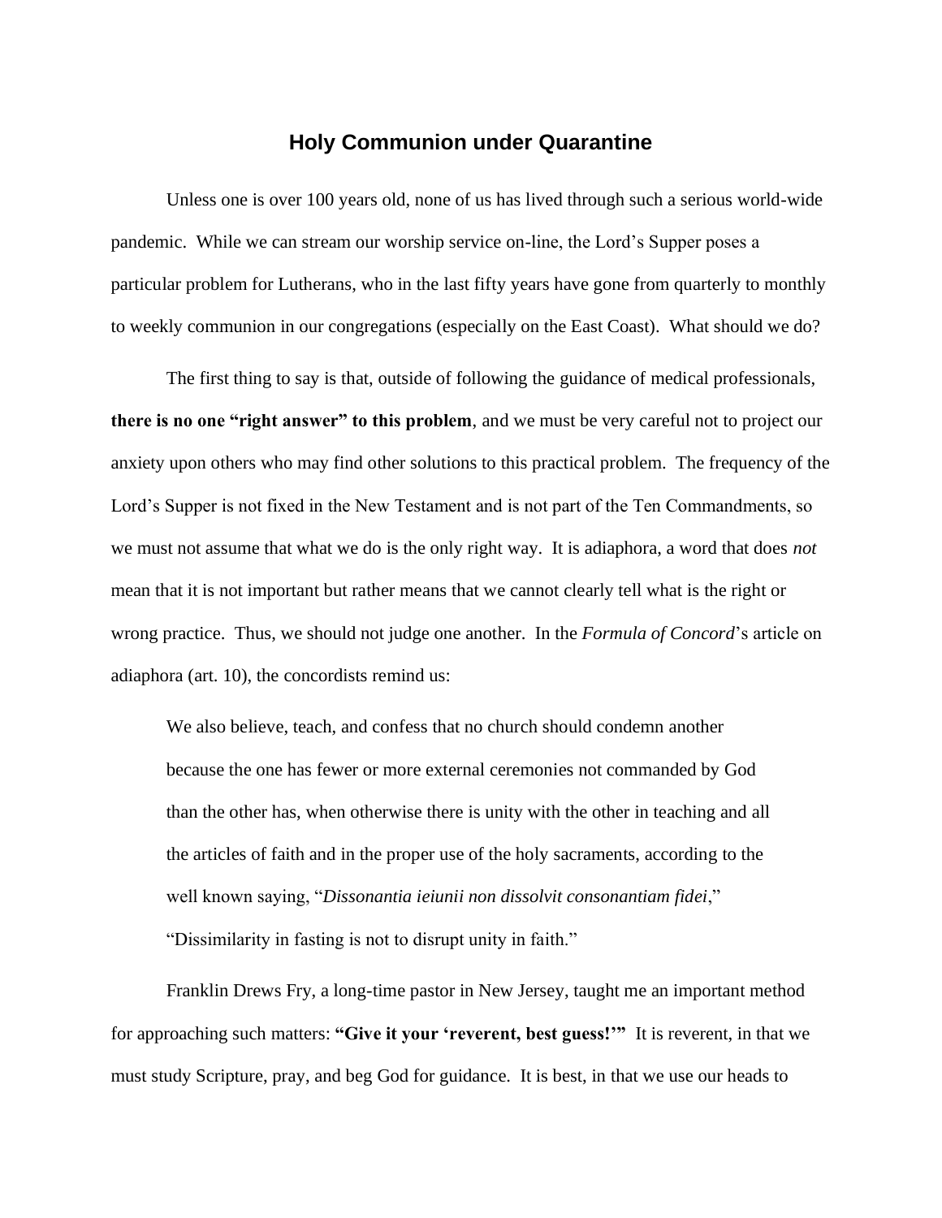# Holy Communion under Quarantine

Unless one is over 100 years old, none of us has lived through such a serious world-wide pandemic. While we can stream our worship service on-line, the Lord's Supper poses a particular problem for Lutherans, who in the last fifty years have gone from quarterly to monthly to weekly communion in our congregations (especially on the East Coast). What should we do?

The first thing to say is that, outside of following the guidance of medical professionals, **there is no one "right answer" to this problem**, and we must be very careful not to project our anxiety upon others who may find other solutions to this practical problem. The frequency of the Lord's Supper is not fixed in the New Testament and is not part of the Ten Commandments, so we must not assume that what we do is the only right way. It is adiaphora, a word that does *not* mean that it is not important but rather means that we cannot clearly tell what is the right or wrong practice. Thus, we should not judge one another. In the *Formula of Concord*'s article on adiaphora (art. 10), the concordists remind us:

> We also believe, teach, and confess that no church should condemn another because the one has fewer or more external ceremonies not commanded by God than the other has, when otherwise there is unity with the other in teaching and all the articles of faith and in the proper use of the holy sacraments, according to the well known saying, "*Dissonantia ieiunii non dissolvit consonantiam fidei*," "Dissimilarity in fasting is not to disrupt unity in faith."

Franklin Drews Fry, a long-time pastor in New Jersey, taught me an important method for approaching such matters: **"Give it your 'reverent, best guess!'"** It is reverent, in that we must study Scripture, pray, and beg God for guidance. It is best, in that we use our heads to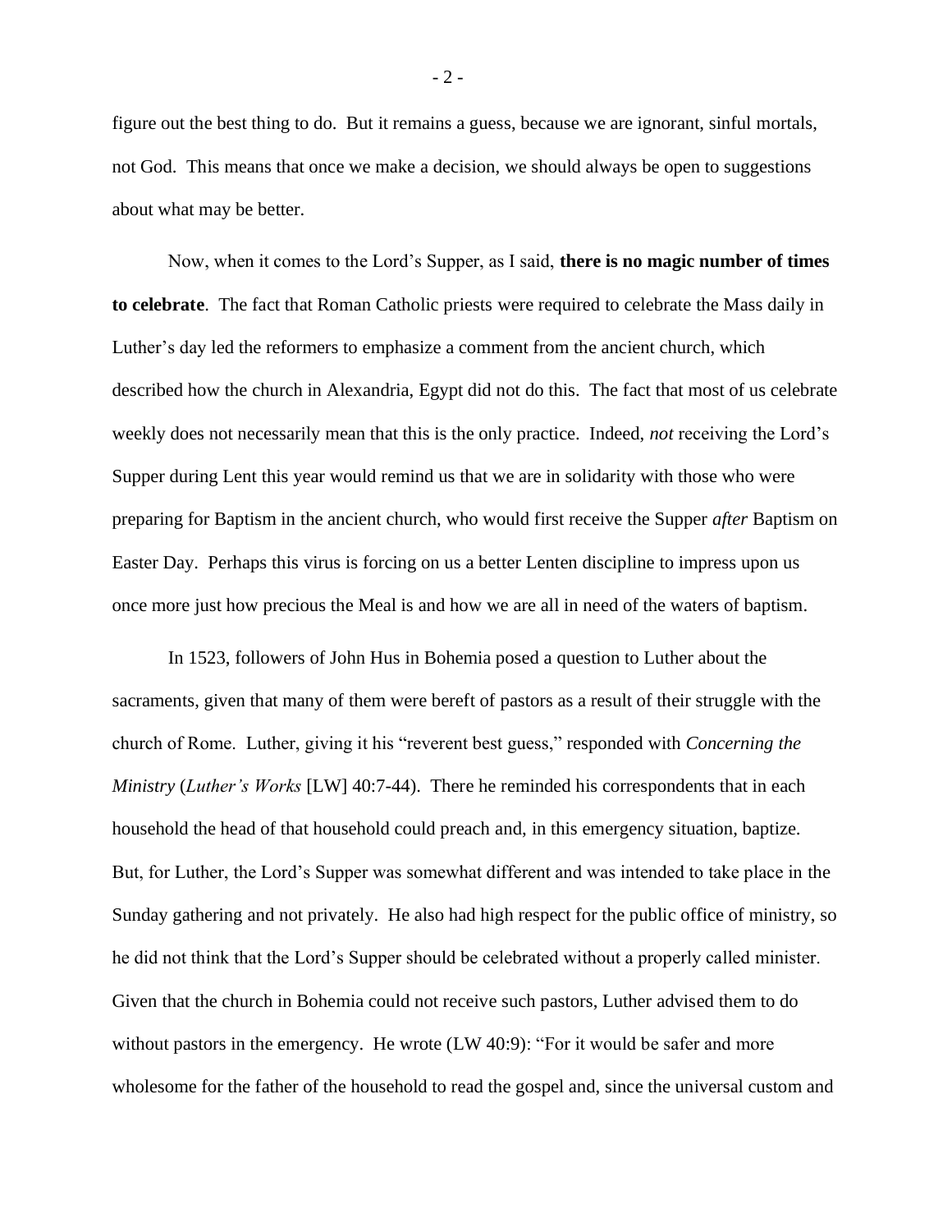figure out the best thing to do. But it remains a guess, because we are ignorant, sinful mortals, not God. This means that once we make a decision, we should always be open to suggestions about what may be better.

Now, when it comes to the Lord's Supper, as I said, **there is no magic number of times to celebrate**. The fact that Roman Catholic priests were required to celebrate the Mass daily in Luther's day led the reformers to emphasize a comment from the ancient church, which described how the church in Alexandria, Egypt did not do this. The fact that most of us celebrate weekly does not necessarily mean that this is the only practice. Indeed, *not* receiving the Lord's Supper during Lent this year would remind us that we are in solidarity with those who were preparing for Baptism in the ancient church, who would first receive the Supper *after* Baptism on Easter Day. Perhaps this virus is forcing on us a better Lenten discipline to impress upon us once more just how precious the Meal is and how we are all in need of the waters of baptism.

In 1523, followers of John Hus in Bohemia posed a question to Luther about the sacraments, given that many of them were bereft of pastors as a result of their struggle with the church of Rome. Luther, giving it his "reverent best guess," responded with *Concerning the Ministry* (*Luther's Works* [LW] 40:7-44). There he reminded his correspondents that in each household the head of that household could preach and, in this emergency situation, baptize. But, for Luther, the Lord's Supper was somewhat different and was intended to take place in the Sunday gathering and not privately. He also had high respect for the public office of ministry, so he did not think that the Lord's Supper should be celebrated without a properly called minister. Given that the church in Bohemia could not receive such pastors, Luther advised them to do without pastors in the emergency. He wrote (LW 40:9): "For it would be safer and more wholesome for the father of the household to read the gospel and, since the universal custom and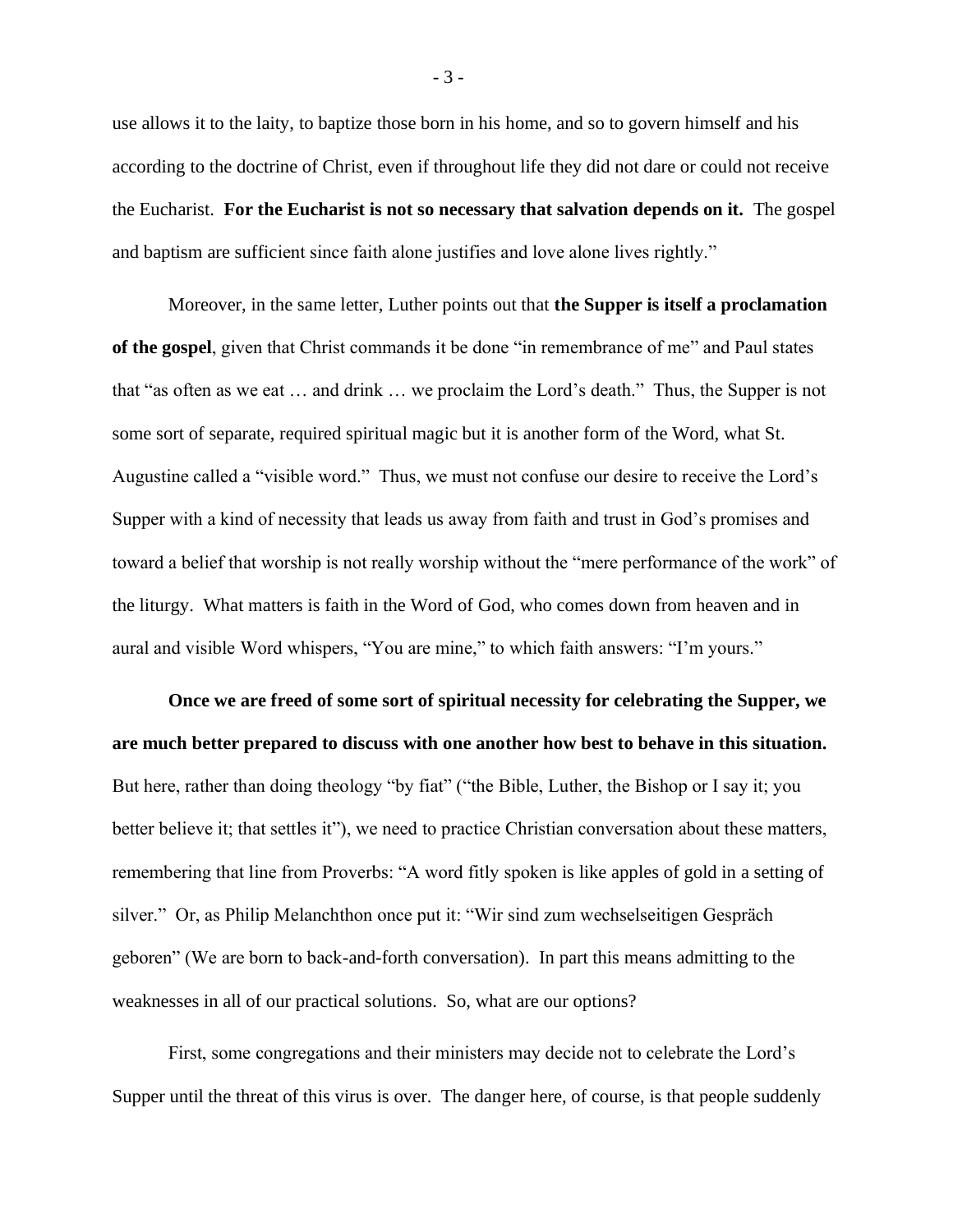use allows it to the laity, to baptize those born in his home, and so to govern himself and his according to the doctrine of Christ, even if throughout life they did not dare or could not receive the Eucharist. **For the Eucharist is not so necessary that salvation depends on it.** The gospel and baptism are sufficient since faith alone justifies and love alone lives rightly."

Moreover, in the same letter, Luther points out that **the Supper is itself a proclamation of the gospel**, given that Christ commands it be done "in remembrance of me" and Paul states that "as often as we eat … and drink … we proclaim the Lord's death." Thus, the Supper is not some sort of separate, required spiritual magic but it is another form of the Word, what St. Augustine called a "visible word." Thus, we must not confuse our desire to receive the Lord's Supper with a kind of necessity that leads us away from faith and trust in God's promises and toward a belief that worship is not really worship without the "mere performance of the work" of the liturgy. What matters is faith in the Word of God, who comes down from heaven and in aural and visible Word whispers, "You are mine," to which faith answers: "I'm yours."

**Once we are freed of some sort of spiritual necessity for celebrating the Supper, we are much better prepared to discuss with one another how best to behave in this situation.** But here, rather than doing theology "by fiat" ("the Bible, Luther, the Bishop or I say it; you better believe it; that settles it"), we need to practice Christian conversation about these matters, remembering that line from Proverbs: "A word fitly spoken is like apples of gold in a setting of silver." Or, as Philip Melanchthon once put it: "Wir sind zum wechselseitigen Gespräch geboren" (We are born to back-and-forth conversation). In part this means admitting to the weaknesses in all of our practical solutions. So, what are our options?

First, some congregations and their ministers may decide not to celebrate the Lord's Supper until the threat of this virus is over. The danger here, of course, is that people suddenly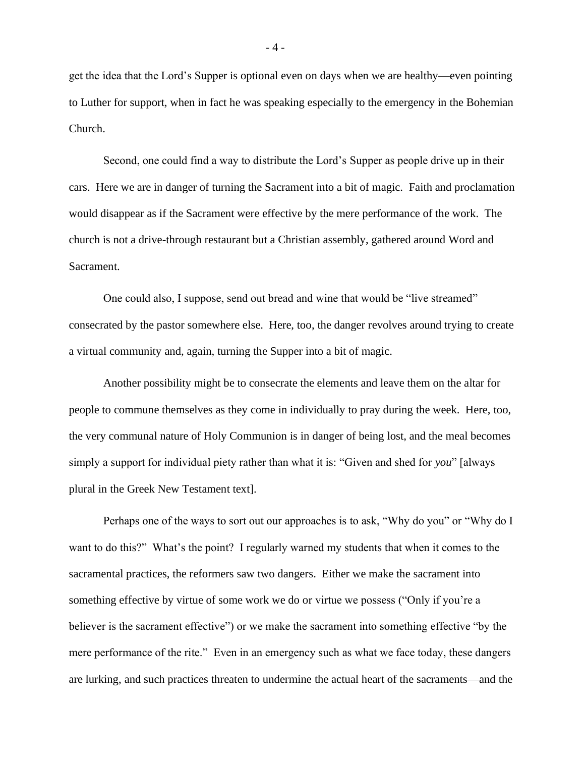get the idea that the Lord's Supper is optional even on days when we are healthy—even pointing to Luther for support, when in fact he was speaking especially to the emergency in the Bohemian Church.

Second, one could find a way to distribute the Lord's Supper as people drive up in their cars. Here we are in danger of turning the Sacrament into a bit of magic. Faith and proclamation would disappear as if the Sacrament were effective by the mere performance of the work. The church is not a drive-through restaurant but a Christian assembly, gathered around Word and Sacrament.

One could also, I suppose, send out bread and wine that would be "live streamed" consecrated by the pastor somewhere else. Here, too, the danger revolves around trying to create a virtual community and, again, turning the Supper into a bit of magic.

Another possibility might be to consecrate the elements and leave them on the altar for people to commune themselves as they come in individually to pray during the week. Here, too, the very communal nature of Holy Communion is in danger of being lost, and the meal becomes simply a support for individual piety rather than what it is: "Given and shed for *you*" [always plural in the Greek New Testament text].

Perhaps one of the ways to sort out our approaches is to ask, "Why do you" or "Why do I want to do this?" What's the point? I regularly warned my students that when it comes to the sacramental practices, the reformers saw two dangers. Either we make the sacrament into something effective by virtue of some work we do or virtue we possess ("Only if you're a believer is the sacrament effective") or we make the sacrament into something effective "by the mere performance of the rite." Even in an emergency such as what we face today, these dangers are lurking, and such practices threaten to undermine the actual heart of the sacraments—and the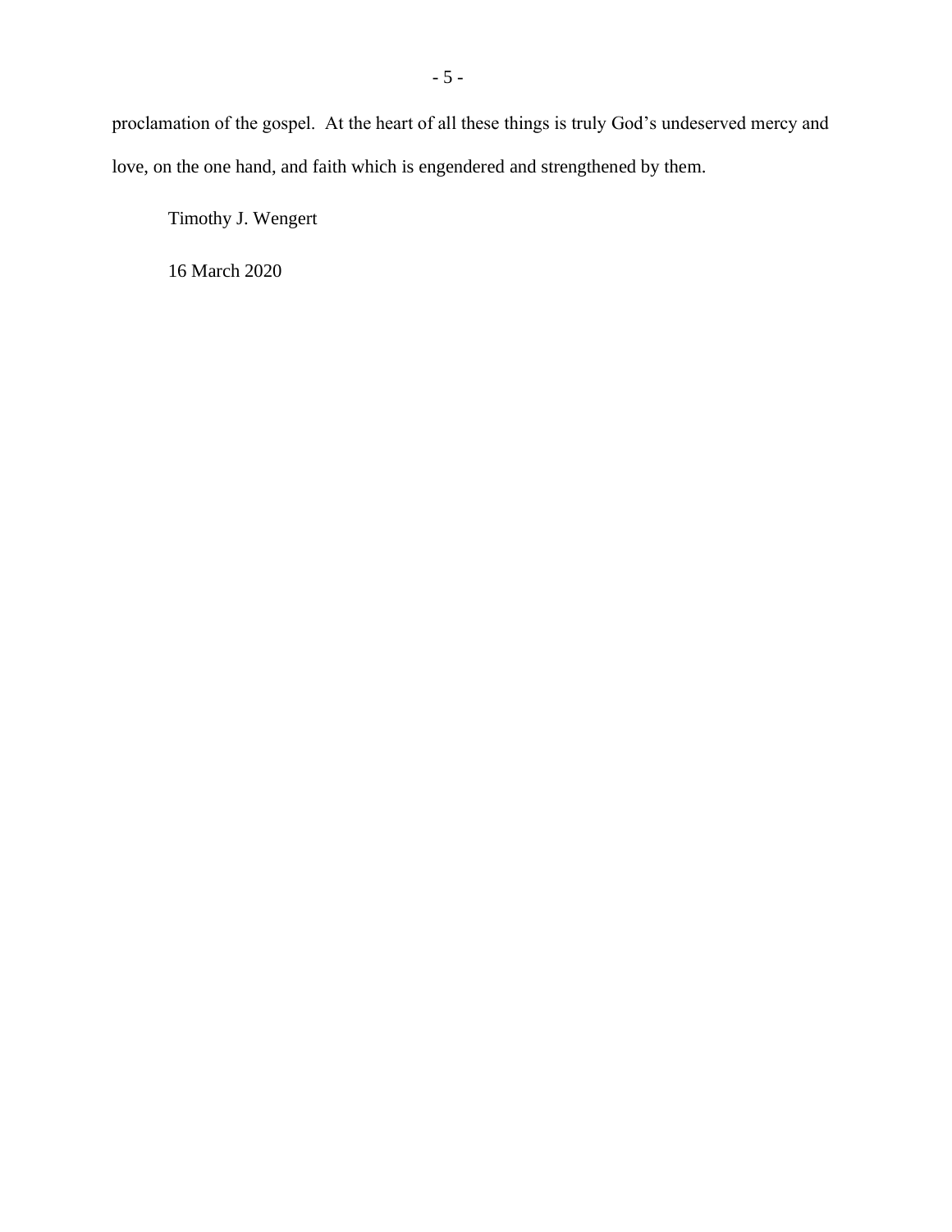proclamation of the gospel. At the heart of all these things is truly God's undeserved mercy and love, on the one hand, and faith which is engendered and strengthened by them.

Timothy J. Wengert

16 March 2020